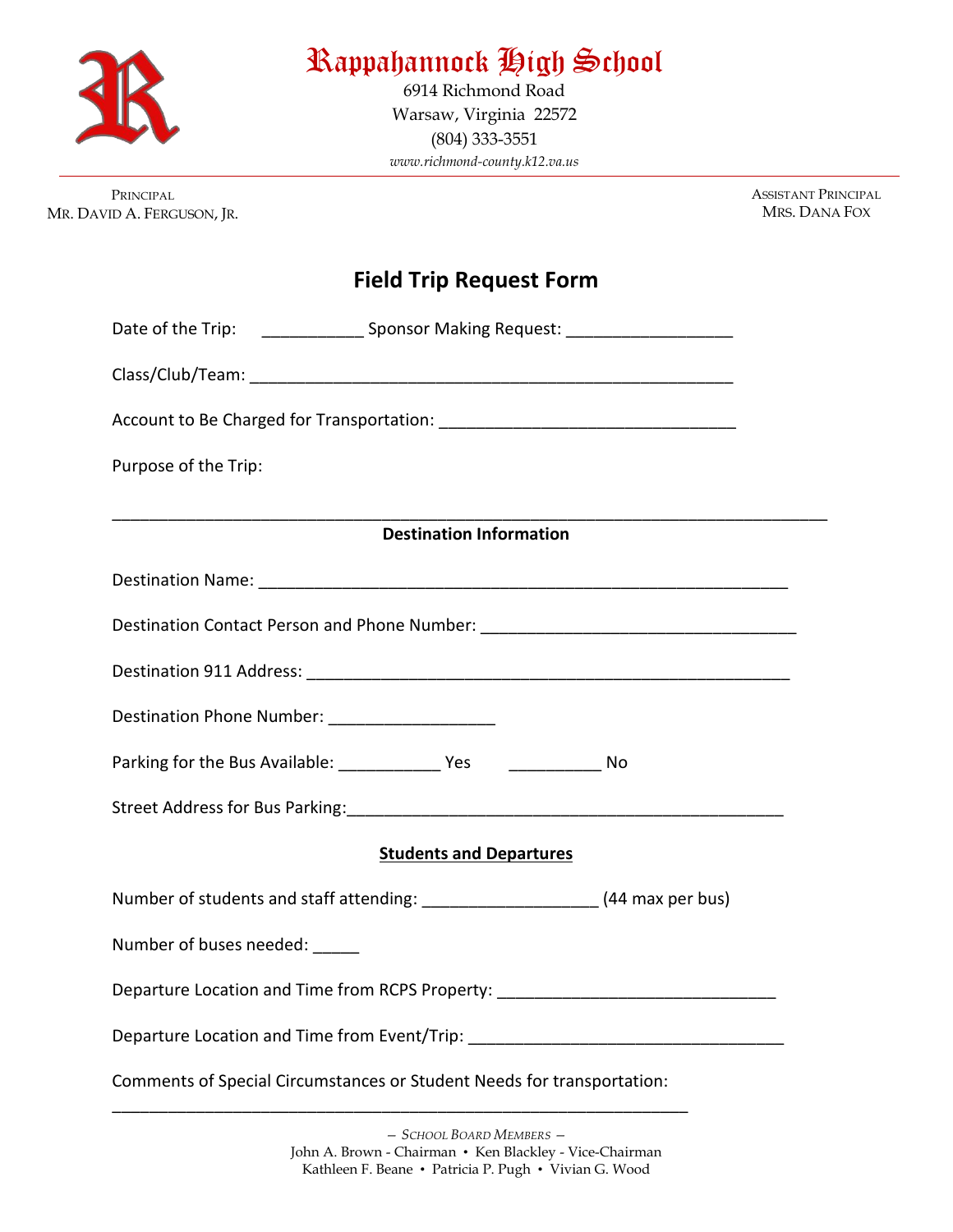# Rappahannock High School

6914 Richmond Road
Warsaw, Virginia 22572
(804) 333-3551
*www.richmond-county.k12.va.us*

PRINCIPAL
MR. DAVID A. FERGUSON, JR.

ASSISTANT PRINCIPAL
MRS. DANA FOX

## Field Trip Request Form

Date of the Trip: ___________ Sponsor Making Request: __________________

Class/Club/Team: _____________________________________________________

Account to Be Charged for Transportation: ________________________________

Purpose of the Trip:

________________________________________________________________________________

**Destination Information**

Destination Name: ___________________________________________________________

Destination Contact Person and Phone Number: ___________________________________

Destination 911 Address: ______________________________________________________

Destination Phone Number: __________________

Parking for the Bus Available: ___________ Yes ___________ No

Street Address for Bus Parking:_________________________________________________

**Students and Departures**

Number of students and staff attending: ___________________ (44 max per bus)

Number of buses needed: _____

Departure Location and Time from RCPS Property: ______________________________

Departure Location and Time from Event/Trip: __________________________________

Comments of Special Circumstances or Student Needs for transportation:

________________________________________________________________

– SCHOOL BOARD MEMBERS –
John A. Brown - Chairman • Ken Blackley - Vice-Chairman
Kathleen F. Beane • Patricia P. Pugh • Vivian G. Wood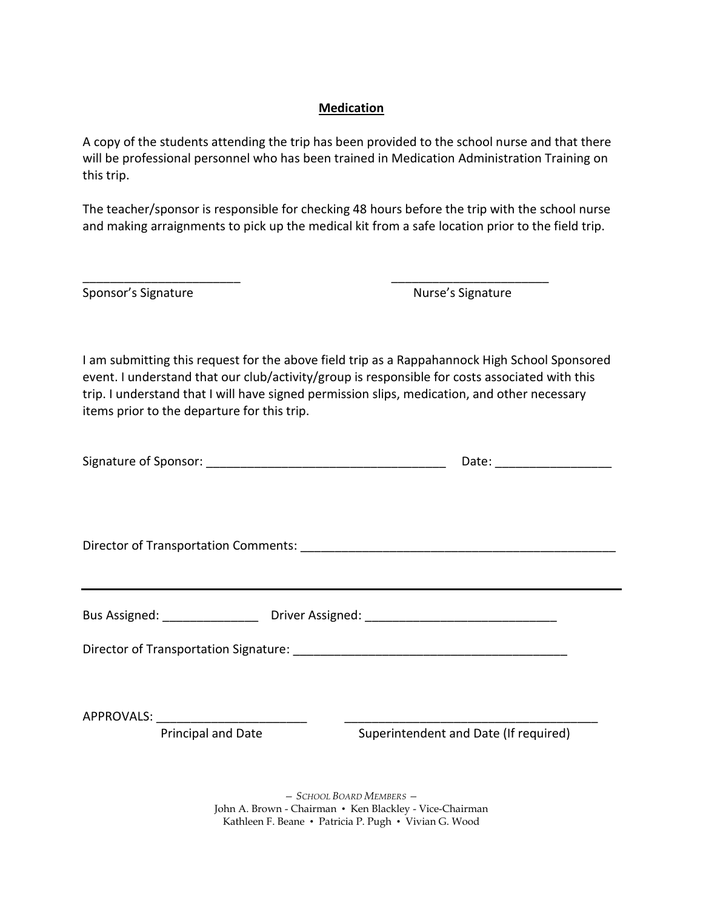## Medication

A copy of the students attending the trip has been provided to the school nurse and that there will be professional personnel who has been trained in Medication Administration Training on this trip.

The teacher/sponsor is responsible for checking 48 hours before the trip with the school nurse and making arraignments to pick up the medical kit from a safe location prior to the field trip.

_______________________ _______________________

Sponsor's Signature Nurse's Signature

I am submitting this request for the above field trip as a Rappahannock High School Sponsored event. I understand that our club/activity/group is responsible for costs associated with this trip. I understand that I will have signed permission slips, medication, and other necessary items prior to the departure for this trip.

Signature of Sponsor: ___________________________________ Date: ________________

Director of Transportation Comments: ______________________________________________

---

Bus Assigned: ______________ Driver Assigned: ____________________________

Director of Transportation Signature: ________________________________________

APPROVALS: ______________________ _____________________________________

Principal and Date Superintendent and Date (If required)

– *School Board Members* –
John A. Brown - Chairman • Ken Blackley - Vice-Chairman
Kathleen F. Beane • Patricia P. Pugh • Vivian G. Wood